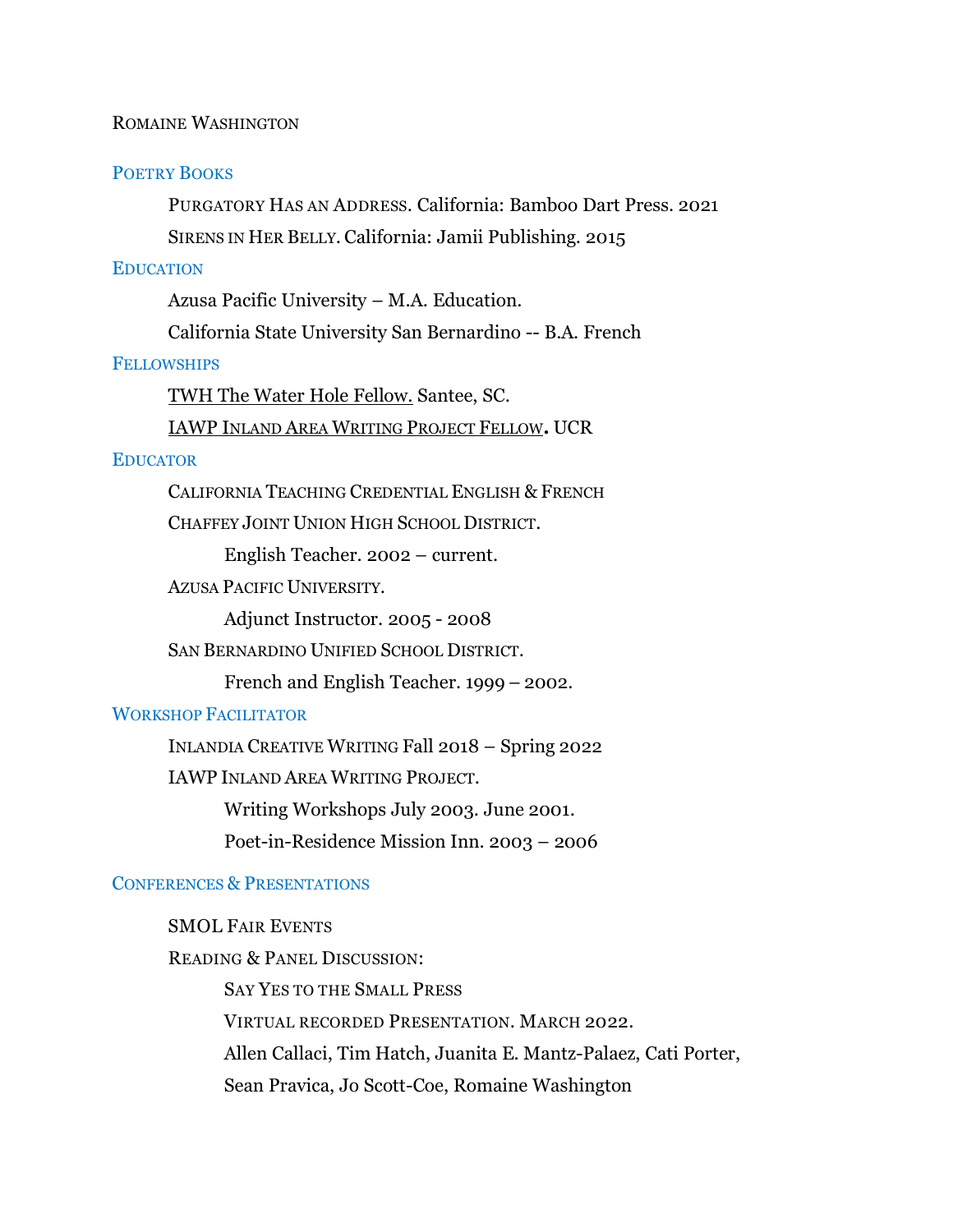# Romaine Washington

## Poetry Books

- Purgatory Has an Address. California: Bamboo Dart Press. 2021
- Sirens in Her Belly. California: Jamii Publishing. 2015

## Education

- Azusa Pacific University – M.A. Education.
- California State University San Bernardino -- B.A. French

## Fellowships

- TWH The Water Hole Fellow. Santee, SC.
- IAWP Inland Area Writing Project Fellow. UCR

## Educator

- California Teaching Credential English & French
- Chaffey Joint Union High School District.
  - English Teacher. 2002 – current.
- Azusa Pacific University.
  - Adjunct Instructor. 2005 - 2008
- San Bernardino Unified School District.
  - French and English Teacher. 1999 – 2002.

## Workshop Facilitator

- Inlandia Creative Writing Fall 2018 – Spring 2022
- IAWP Inland Area Writing Project.
  - Writing Workshops July 2003. June 2001.
  - Poet-in-Residence Mission Inn. 2003 – 2006

## Conferences & Presentations

- SMOL Fair Events
- Reading & Panel Discussion:
  - Say Yes to the Small Press
  - Virtual recorded Presentation. March 2022.
  - Allen Callaci, Tim Hatch, Juanita E. Mantz-Palaez, Cati Porter, Sean Pravica, Jo Scott-Coe, Romaine Washington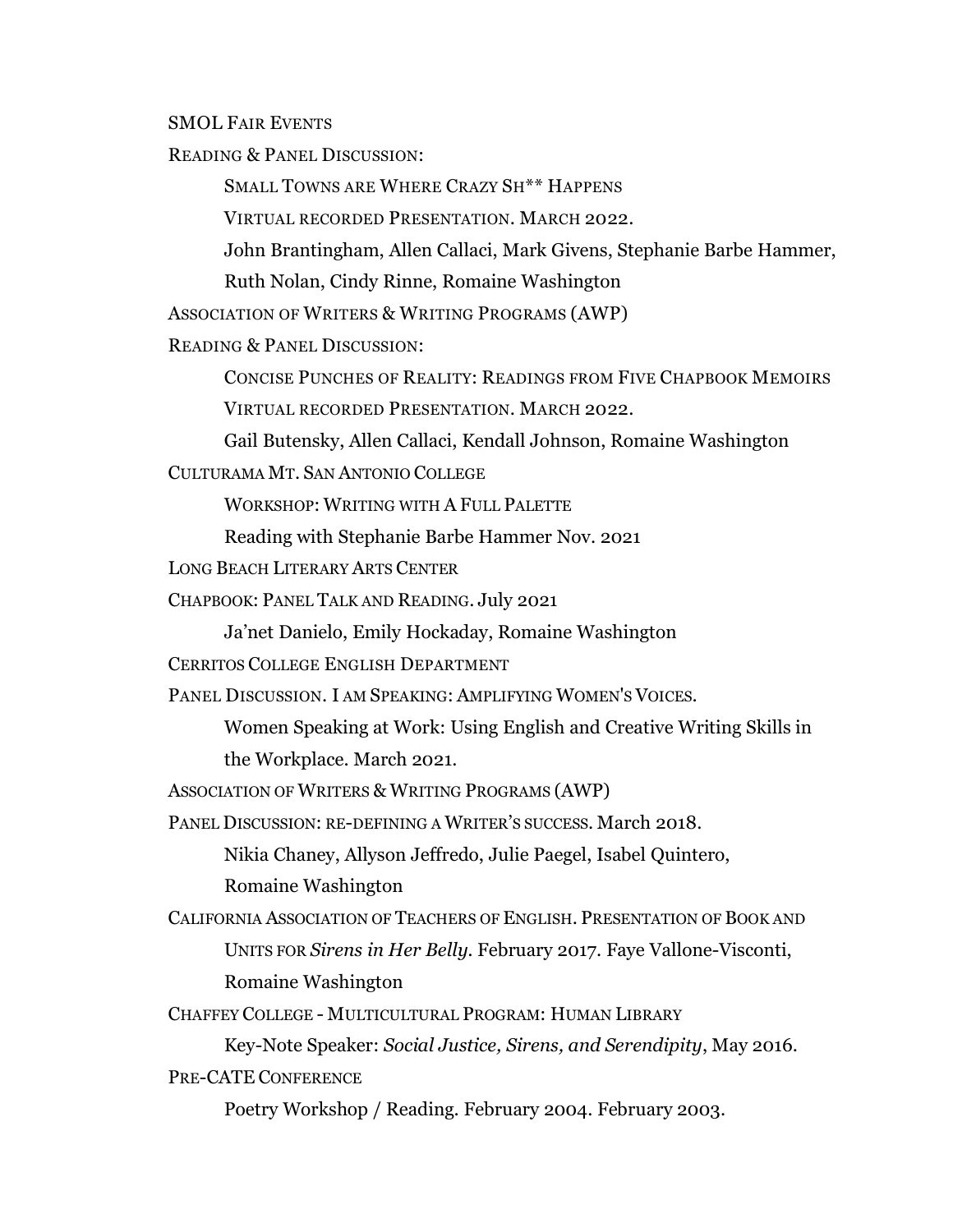SMOL FAIR EVENTS

READING & PANEL DISCUSSION:

SMALL TOWNS ARE WHERE CRAZY SH** HAPPENS

VIRTUAL RECORDED PRESENTATION. MARCH 2022.

John Brantingham, Allen Callaci, Mark Givens, Stephanie Barbe Hammer, Ruth Nolan, Cindy Rinne, Romaine Washington

ASSOCIATION OF WRITERS & WRITING PROGRAMS (AWP)

READING & PANEL DISCUSSION:

CONCISE PUNCHES OF REALITY: READINGS FROM FIVE CHAPBOOK MEMOIRS

VIRTUAL RECORDED PRESENTATION. MARCH 2022.

Gail Butensky, Allen Callaci, Kendall Johnson, Romaine Washington

CULTURAMA MT. SAN ANTONIO COLLEGE

WORKSHOP: WRITING WITH A FULL PALETTE

Reading with Stephanie Barbe Hammer Nov. 2021

LONG BEACH LITERARY ARTS CENTER

CHAPBOOK: PANEL TALK AND READING. July 2021

Ja'net Danielo, Emily Hockaday, Romaine Washington

CERRITOS COLLEGE ENGLISH DEPARTMENT

PANEL DISCUSSION. I AM SPEAKING: AMPLIFYING WOMEN'S VOICES.

Women Speaking at Work: Using English and Creative Writing Skills in the Workplace. March 2021.

ASSOCIATION OF WRITERS & WRITING PROGRAMS (AWP)

PANEL DISCUSSION: RE-DEFINING A WRITER'S SUCCESS. March 2018.

Nikia Chaney, Allyson Jeffredo, Julie Paegel, Isabel Quintero, Romaine Washington

CALIFORNIA ASSOCIATION OF TEACHERS OF ENGLISH. PRESENTATION OF BOOK AND UNITS FOR *Sirens in Her Belly*. February 2017. Faye Vallone-Visconti, Romaine Washington

CHAFFEY COLLEGE - MULTICULTURAL PROGRAM: HUMAN LIBRARY

Key-Note Speaker: *Social Justice, Sirens, and Serendipity*, May 2016.

PRE-CATE CONFERENCE

Poetry Workshop / Reading. February 2004. February 2003.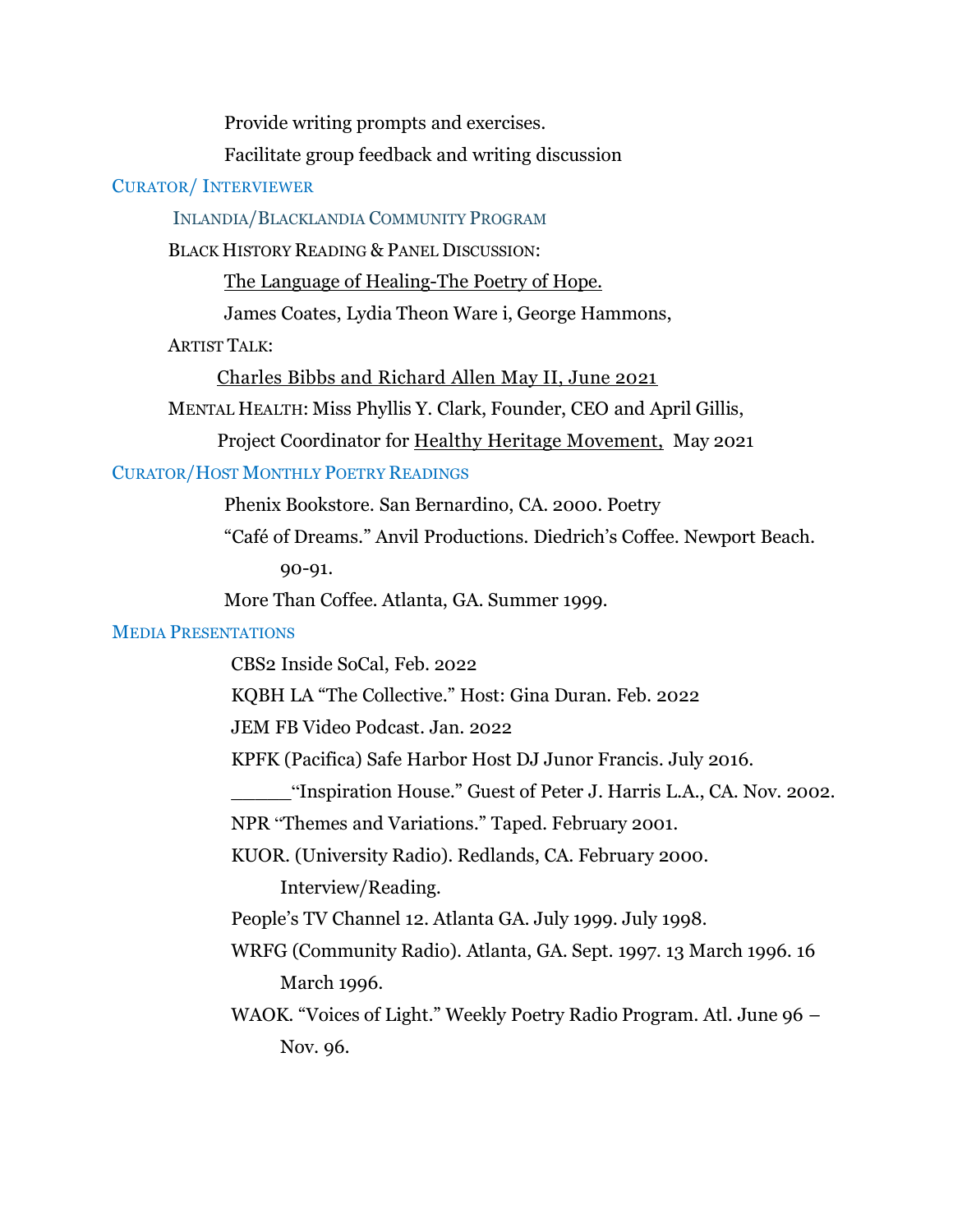Provide writing prompts and exercises.

Facilitate group feedback and writing discussion

### Curator/ Interviewer

#### Inlandia/Blacklandia Community Program

Black History Reading & Panel Discussion:

<u>The Language of Healing-The Poetry of Hope.</u>

James Coates, Lydia Theon Ware i, George Hammons,

Artist Talk:

<u>Charles Bibbs and Richard Allen May II, June 2021</u>

Mental Health: Miss Phyllis Y. Clark, Founder, CEO and April Gillis,

Project Coordinator for <u>Healthy Heritage Movement,</u> May 2021

### Curator/Host Monthly Poetry Readings

Phenix Bookstore. San Bernardino, CA. 2000. Poetry

"Café of Dreams." Anvil Productions. Diedrich's Coffee. Newport Beach. 90-91.

More Than Coffee. Atlanta, GA. Summer 1999.

### Media Presentations

CBS2 Inside SoCal, Feb. 2022

KQBH LA "The Collective." Host: Gina Duran. Feb. 2022

JEM FB Video Podcast. Jan. 2022

KPFK (Pacifica) Safe Harbor Host DJ Junor Francis. July 2016.

______"Inspiration House." Guest of Peter J. Harris L.A., CA. Nov. 2002.

NPR "Themes and Variations." Taped. February 2001.

KUOR. (University Radio). Redlands, CA. February 2000. Interview/Reading.

People's TV Channel 12. Atlanta GA. July 1999. July 1998.

WRFG (Community Radio). Atlanta, GA. Sept. 1997. 13 March 1996. 16 March 1996.

WAOK. "Voices of Light." Weekly Poetry Radio Program. Atl. June 96 – Nov. 96.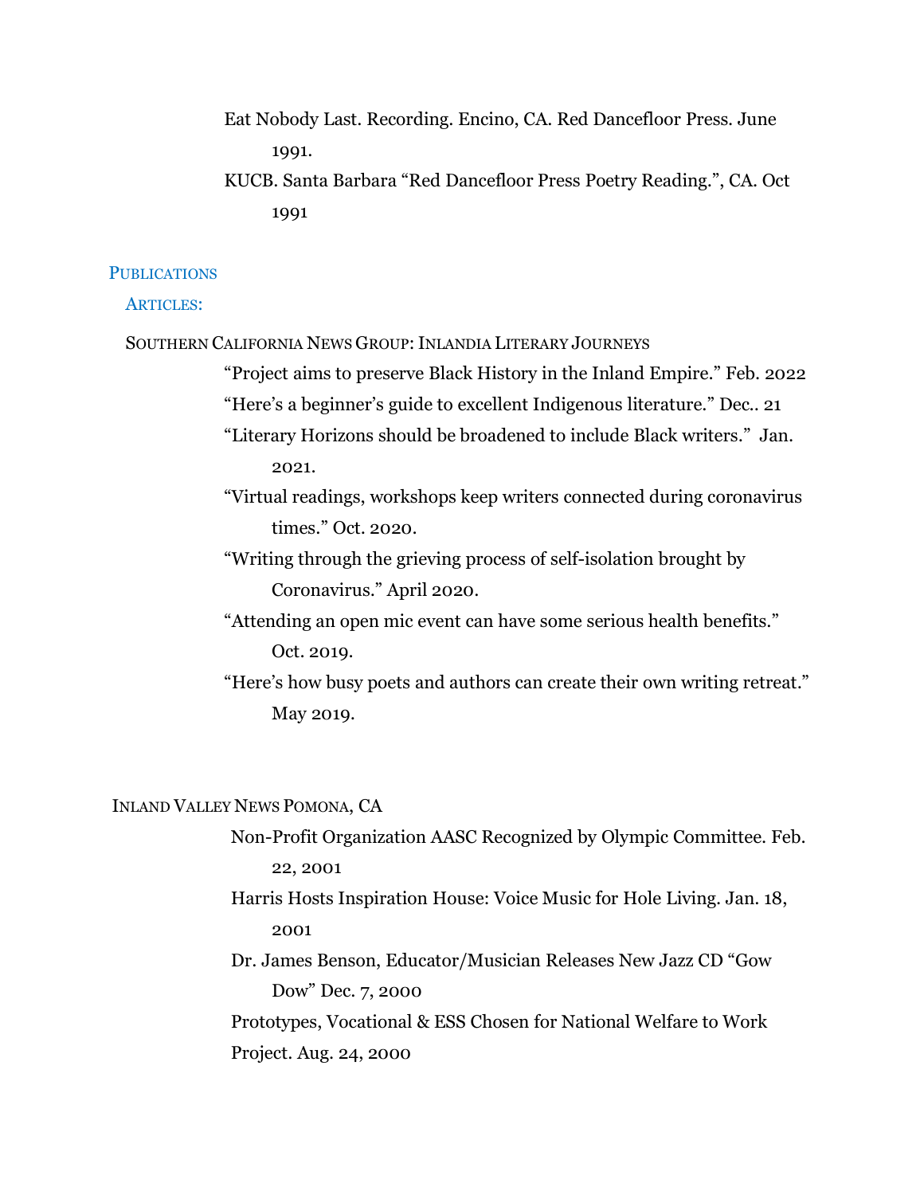Eat Nobody Last. Recording. Encino, CA. Red Dancefloor Press. June 1991.

KUCB. Santa Barbara “Red Dancefloor Press Poetry Reading.”, CA. Oct 1991

## Publications

### Articles:

SOUTHERN CALIFORNIA NEWS GROUP: INLANDIA LITERARY JOURNEYS

“Project aims to preserve Black History in the Inland Empire.” Feb. 2022

“Here’s a beginner’s guide to excellent Indigenous literature.” Dec.. 21

“Literary Horizons should be broadened to include Black writers.” Jan. 2021.

“Virtual readings, workshops keep writers connected during coronavirus times.” Oct. 2020.

“Writing through the grieving process of self-isolation brought by Coronavirus.” April 2020.

“Attending an open mic event can have some serious health benefits.” Oct. 2019.

“Here’s how busy poets and authors can create their own writing retreat.” May 2019.

INLAND VALLEY NEWS POMONA, CA

Non-Profit Organization AASC Recognized by Olympic Committee. Feb. 22, 2001

Harris Hosts Inspiration House: Voice Music for Hole Living. Jan. 18, 2001

Dr. James Benson, Educator/Musician Releases New Jazz CD “Gow Dow” Dec. 7, 2000

Prototypes, Vocational & ESS Chosen for National Welfare to Work Project. Aug. 24, 2000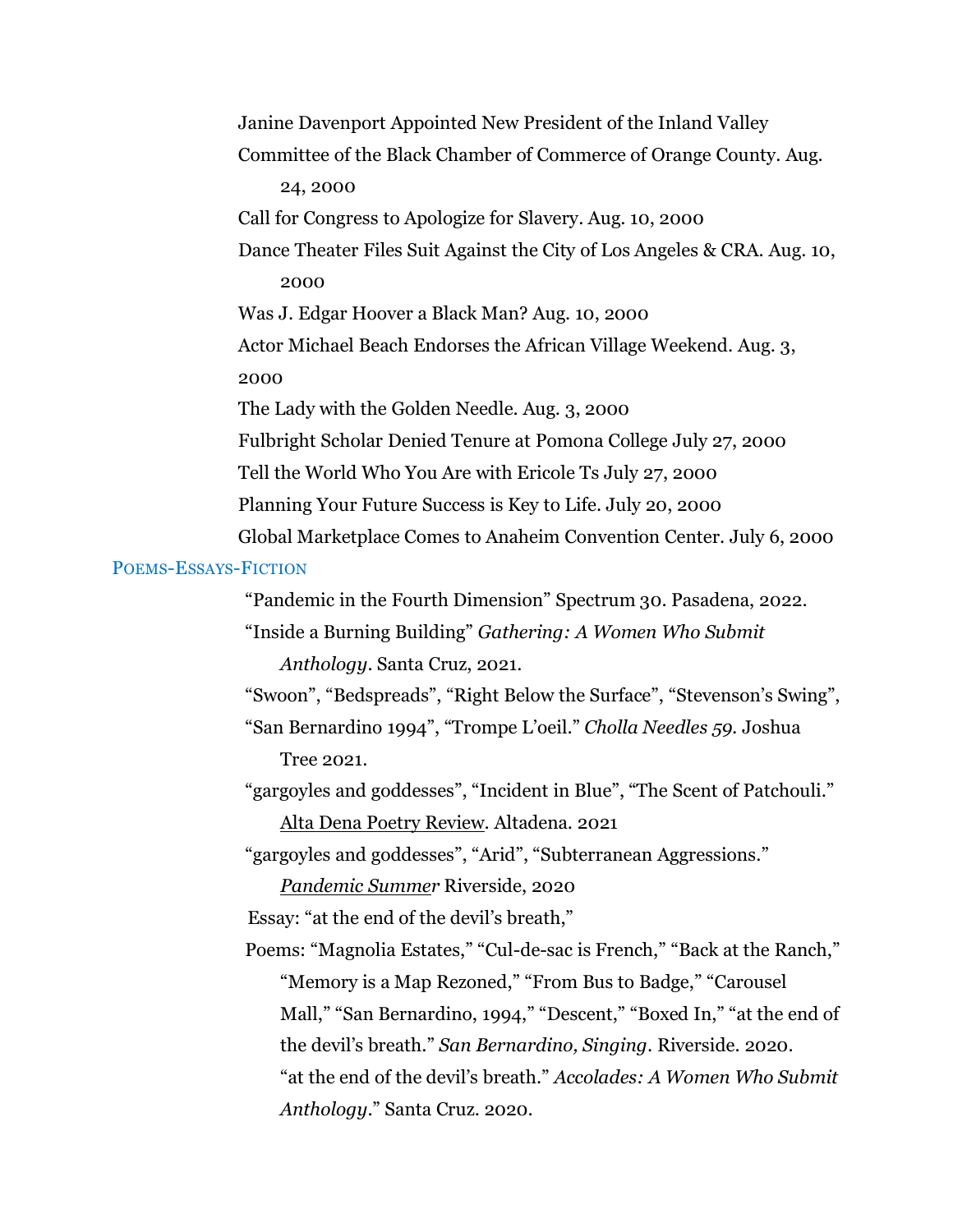Janine Davenport Appointed New President of the Inland Valley Committee of the Black Chamber of Commerce of Orange County. Aug. 24, 2000

Call for Congress to Apologize for Slavery. Aug. 10, 2000

Dance Theater Files Suit Against the City of Los Angeles & CRA. Aug. 10, 2000

Was J. Edgar Hoover a Black Man? Aug. 10, 2000

Actor Michael Beach Endorses the African Village Weekend. Aug. 3, 2000

The Lady with the Golden Needle. Aug. 3, 2000

Fulbright Scholar Denied Tenure at Pomona College July 27, 2000

Tell the World Who You Are with Ericole Ts July 27, 2000

Planning Your Future Success is Key to Life. July 20, 2000

Global Marketplace Comes to Anaheim Convention Center. July 6, 2000

## Poems-Essays-Fiction

"Pandemic in the Fourth Dimension" Spectrum 30. Pasadena, 2022.

"Inside a Burning Building" *Gathering: A Women Who Submit Anthology*. Santa Cruz, 2021.

"Swoon", "Bedspreads", "Right Below the Surface", "Stevenson's Swing", "San Bernardino 1994", "Trompe L'oeil." *Cholla Needles 59.* Joshua Tree 2021.

"gargoyles and goddesses", "Incident in Blue", "The Scent of Patchouli." Alta Dena Poetry Review. Altadena. 2021

"gargoyles and goddesses", "Arid", "Subterranean Aggressions." *Pandemic Summer* Riverside, 2020

Essay: "at the end of the devil's breath,"

Poems: "Magnolia Estates," "Cul-de-sac is French," "Back at the Ranch," "Memory is a Map Rezoned," "From Bus to Badge," "Carousel Mall," "San Bernardino, 1994," "Descent," "Boxed In," "at the end of the devil's breath." *San Bernardino, Singing*. Riverside. 2020. "at the end of the devil's breath." *Accolades: A Women Who Submit Anthology*." Santa Cruz. 2020.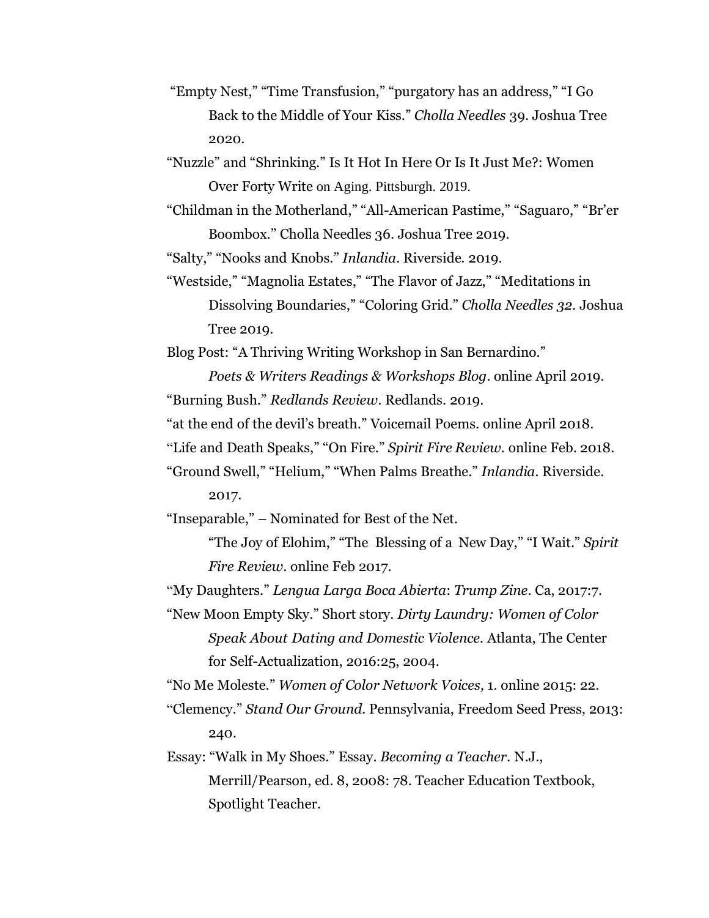"Empty Nest," "Time Transfusion," "purgatory has an address," "I Go Back to the Middle of Your Kiss." *Cholla Needles* 39. Joshua Tree 2020.

"Nuzzle" and "Shrinking." Is It Hot In Here Or Is It Just Me?: Women Over Forty Write on Aging. Pittsburgh. 2019.

"Childman in the Motherland," "All-American Pastime," "Saguaro," "Br'er Boombox." Cholla Needles 36. Joshua Tree 2019.

"Salty," "Nooks and Knobs." *Inlandia*. Riverside. 2019.

"Westside," "Magnolia Estates," "The Flavor of Jazz," "Meditations in Dissolving Boundaries," "Coloring Grid." *Cholla Needles 32*. Joshua Tree 2019.

Blog Post: "A Thriving Writing Workshop in San Bernardino." *Poets & Writers Readings & Workshops Blog*. online April 2019.

"Burning Bush." *Redlands Review*. Redlands. 2019.

"at the end of the devil's breath." Voicemail Poems. online April 2018.

"Life and Death Speaks," "On Fire." *Spirit Fire Review*. online Feb. 2018.

"Ground Swell," "Helium," "When Palms Breathe." *Inlandia*. Riverside. 2017.

"Inseparable," – Nominated for Best of the Net.
"The Joy of Elohim," "The Blessing of a New Day," "I Wait." *Spirit Fire Review*. online Feb 2017.

"My Daughters." *Lengua Larga Boca Abierta*: *Trump Zine*. Ca, 2017:7.

"New Moon Empty Sky." Short story. *Dirty Laundry: Women of Color Speak About Dating and Domestic Violence*. Atlanta, The Center for Self-Actualization, 2016:25, 2004.

"No Me Moleste." *Women of Color Network Voices,* 1. online 2015: 22.

"Clemency." *Stand Our Ground*. Pennsylvania, Freedom Seed Press, 2013: 240.

Essay: "Walk in My Shoes." Essay. *Becoming a Teacher*. N.J., Merrill/Pearson, ed. 8, 2008: 78. Teacher Education Textbook, Spotlight Teacher.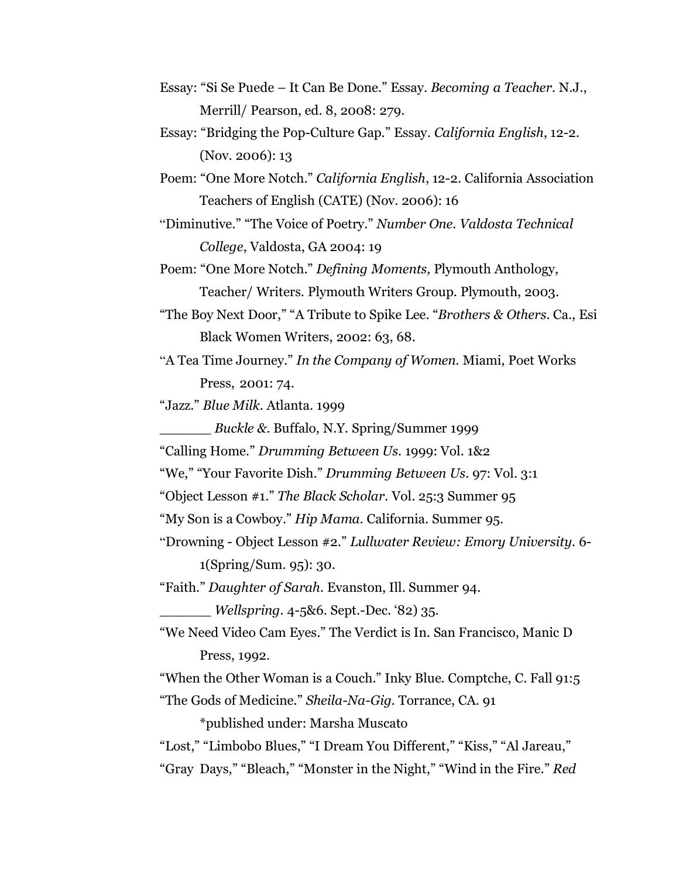Essay: "Si Se Puede – It Can Be Done." Essay. *Becoming a Teacher*. N.J., Merrill/ Pearson, ed. 8, 2008: 279.

Essay: "Bridging the Pop-Culture Gap." Essay. *California English*, 12-2. (Nov. 2006): 13

Poem: "One More Notch." *California English*, 12-2. California Association Teachers of English (CATE) (Nov. 2006): 16

"Diminutive." "The Voice of Poetry." *Number One. Valdosta Technical College*, Valdosta, GA 2004: 19

Poem: "One More Notch." *Defining Moments,* Plymouth Anthology, Teacher/ Writers. Plymouth Writers Group. Plymouth, 2003.

"The Boy Next Door," "A Tribute to Spike Lee. "*Brothers & Others*. Ca., Esi Black Women Writers, 2002: 63, 68.

"A Tea Time Journey." *In the Company of Women*. Miami, Poet Works Press, 2001: 74.

"Jazz." *Blue Milk*. Atlanta. 1999

______ *Buckle &*. Buffalo, N.Y. Spring/Summer 1999

"Calling Home." *Drumming Between Us*. 1999: Vol. 1&2

"We," "Your Favorite Dish." *Drumming Between Us*. 97: Vol. 3:1

"Object Lesson #1." *The Black Scholar*. Vol. 25:3 Summer 95

"My Son is a Cowboy." *Hip Mama*. California. Summer 95.

"Drowning - Object Lesson #2." *Lullwater Review: Emory University*. 6-1(Spring/Sum. 95): 30.

"Faith." *Daughter of Sarah*. Evanston, Ill. Summer 94.

______ *Wellspring*. 4-5&6. Sept.-Dec. '82) 35.

"We Need Video Cam Eyes." The Verdict is In. San Francisco, Manic D Press, 1992.

"When the Other Woman is a Couch." Inky Blue. Comptche, C. Fall 91:5

"The Gods of Medicine." *Sheila-Na-Gig*. Torrance, CA. 91

*published under: Marsha Muscato

"Lost," "Limbobo Blues," "I Dream You Different," "Kiss," "Al Jareau," "Gray Days," "Bleach," "Monster in the Night," "Wind in the Fire." *Red*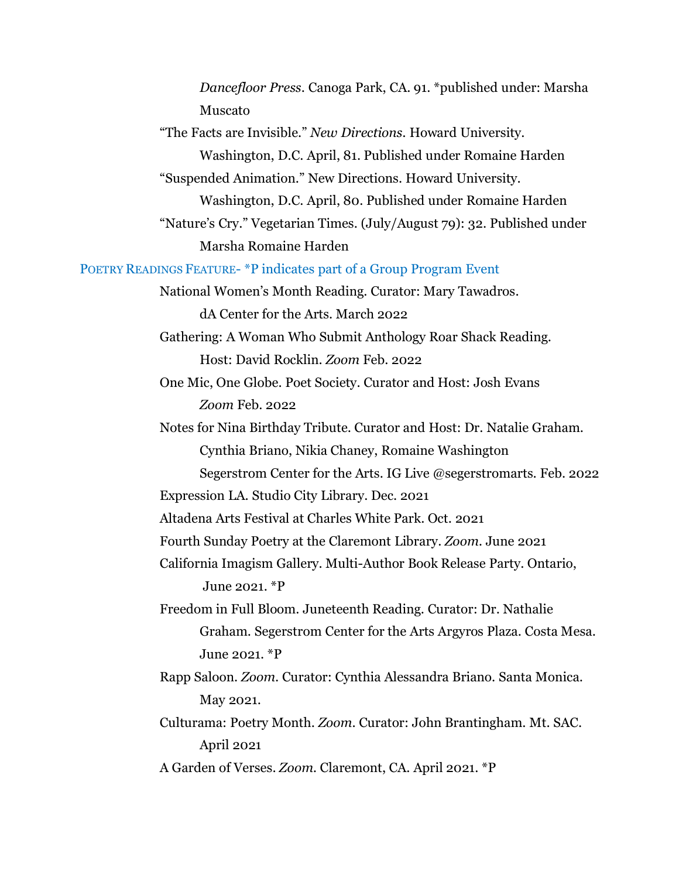*Dancefloor Press*. Canoga Park, CA. 91. *published under: Marsha Muscato

"The Facts are Invisible." *New Directions*. Howard University. Washington, D.C. April, 81. Published under Romaine Harden

"Suspended Animation." New Directions. Howard University. Washington, D.C. April, 80. Published under Romaine Harden

"Nature's Cry." Vegetarian Times. (July/August 79): 32. Published under Marsha Romaine Harden

## POETRY READINGS FEATURE- *P indicates part of a Group Program Event

National Women's Month Reading. Curator: Mary Tawadros. dA Center for the Arts. March 2022

Gathering: A Woman Who Submit Anthology Roar Shack Reading. Host: David Rocklin. *Zoom* Feb. 2022

One Mic, One Globe. Poet Society. Curator and Host: Josh Evans *Zoom* Feb. 2022

Notes for Nina Birthday Tribute. Curator and Host: Dr. Natalie Graham. Cynthia Briano, Nikia Chaney, Romaine Washington Segerstrom Center for the Arts. IG Live @segerstromarts. Feb. 2022

Expression LA. Studio City Library. Dec. 2021

Altadena Arts Festival at Charles White Park. Oct. 2021

Fourth Sunday Poetry at the Claremont Library. *Zoom*. June 2021

California Imagism Gallery. Multi-Author Book Release Party. Ontario, June 2021. *P

Freedom in Full Bloom. Juneteenth Reading. Curator: Dr. Nathalie Graham. Segerstrom Center for the Arts Argyros Plaza. Costa Mesa. June 2021. *P

Rapp Saloon. *Zoom*. Curator: Cynthia Alessandra Briano. Santa Monica. May 2021.

Culturama: Poetry Month. *Zoom*. Curator: John Brantingham. Mt. SAC. April 2021

A Garden of Verses. *Zoom*. Claremont, CA. April 2021. *P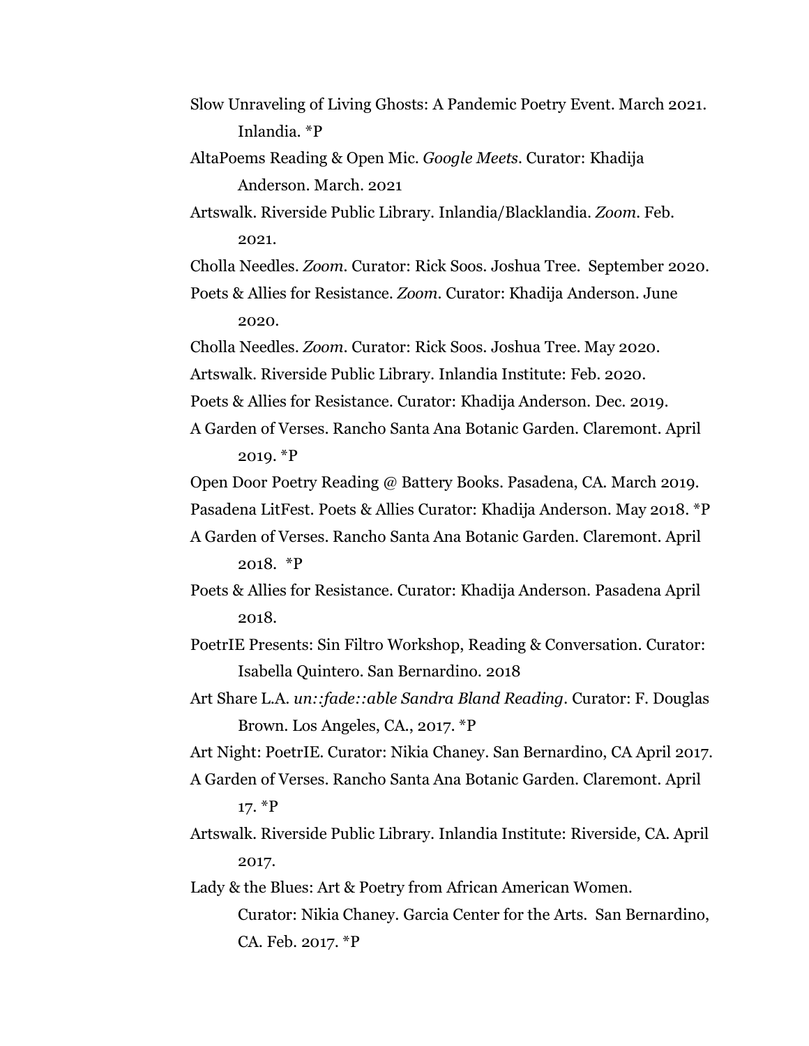Slow Unraveling of Living Ghosts: A Pandemic Poetry Event. March 2021. Inlandia. *P

AltaPoems Reading & Open Mic. *Google Meets*. Curator: Khadija Anderson. March. 2021

Artswalk. Riverside Public Library. Inlandia/Blacklandia. *Zoom*. Feb. 2021.

Cholla Needles. *Zoom*. Curator: Rick Soos. Joshua Tree. September 2020.

Poets & Allies for Resistance. *Zoom*. Curator: Khadija Anderson. June 2020.

Cholla Needles. *Zoom*. Curator: Rick Soos. Joshua Tree. May 2020.

Artswalk. Riverside Public Library. Inlandia Institute: Feb. 2020.

Poets & Allies for Resistance. Curator: Khadija Anderson. Dec. 2019.

A Garden of Verses. Rancho Santa Ana Botanic Garden. Claremont. April 2019. *P

Open Door Poetry Reading @ Battery Books. Pasadena, CA. March 2019.

Pasadena LitFest. Poets & Allies Curator: Khadija Anderson. May 2018. *P

A Garden of Verses. Rancho Santa Ana Botanic Garden. Claremont. April 2018. *P

Poets & Allies for Resistance. Curator: Khadija Anderson. Pasadena April 2018.

PoetrIE Presents: Sin Filtro Workshop, Reading & Conversation. Curator: Isabella Quintero. San Bernardino. 2018

Art Share L.A. *un::fade::able Sandra Bland Reading*. Curator: F. Douglas Brown. Los Angeles, CA., 2017. *P

Art Night: PoetrIE. Curator: Nikia Chaney. San Bernardino, CA April 2017.

A Garden of Verses. Rancho Santa Ana Botanic Garden. Claremont. April 17. *P

Artswalk. Riverside Public Library. Inlandia Institute: Riverside, CA. April 2017.

Lady & the Blues: Art & Poetry from African American Women. Curator: Nikia Chaney. Garcia Center for the Arts. San Bernardino, CA. Feb. 2017. *P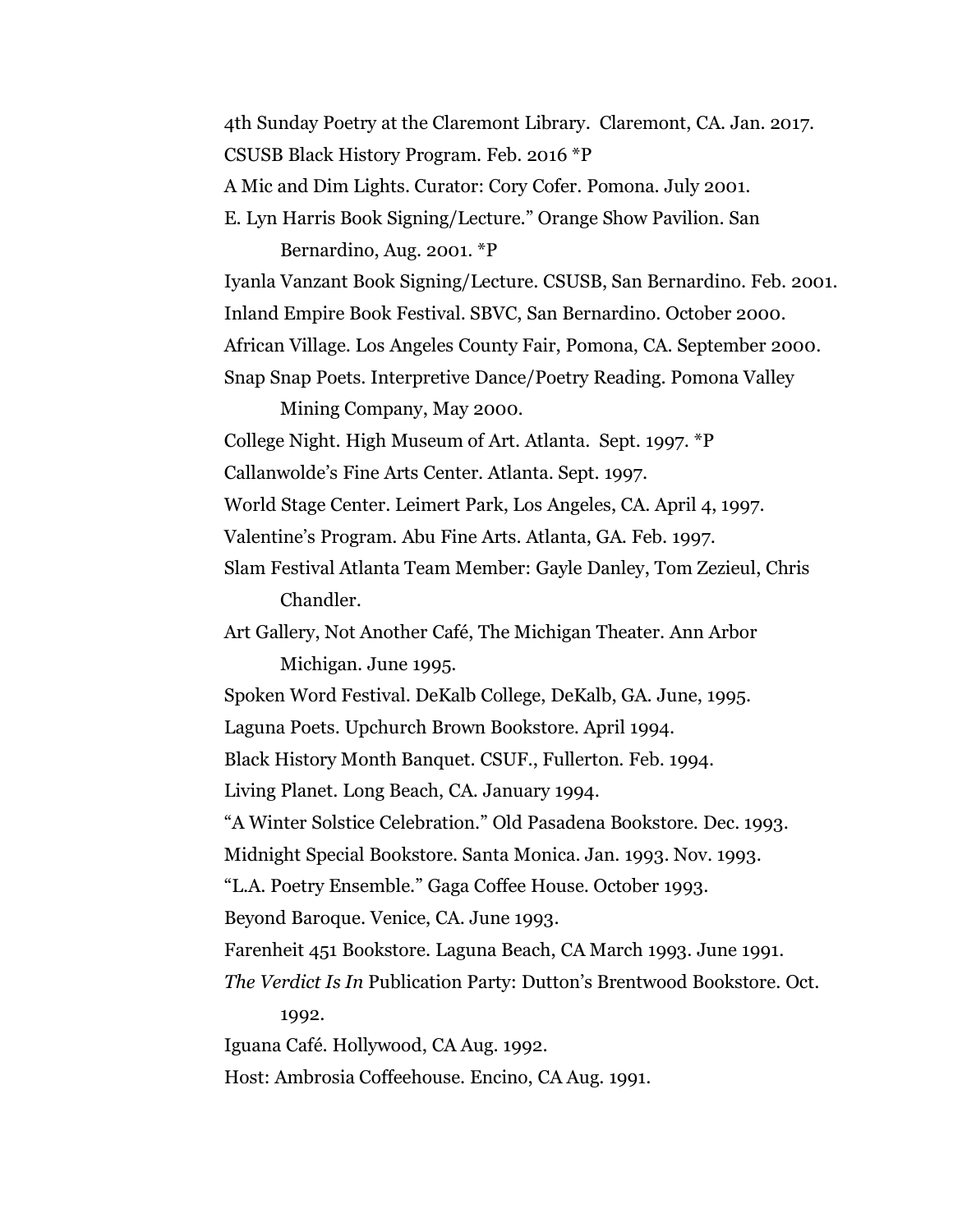4th Sunday Poetry at the Claremont Library. Claremont, CA. Jan. 2017.

CSUSB Black History Program. Feb. 2016 *P

A Mic and Dim Lights. Curator: Cory Cofer. Pomona. July 2001.

E. Lyn Harris Book Signing/Lecture." Orange Show Pavilion. San Bernardino, Aug. 2001. *P

Iyanla Vanzant Book Signing/Lecture. CSUSB, San Bernardino. Feb. 2001.

Inland Empire Book Festival. SBVC, San Bernardino. October 2000.

African Village. Los Angeles County Fair, Pomona, CA. September 2000.

Snap Snap Poets. Interpretive Dance/Poetry Reading. Pomona Valley Mining Company, May 2000.

College Night. High Museum of Art. Atlanta. Sept. 1997. *P

Callanwolde's Fine Arts Center. Atlanta. Sept. 1997.

World Stage Center. Leimert Park, Los Angeles, CA. April 4, 1997.

Valentine's Program. Abu Fine Arts. Atlanta, GA. Feb. 1997.

Slam Festival Atlanta Team Member: Gayle Danley, Tom Zezieul, Chris Chandler.

Art Gallery, Not Another Café, The Michigan Theater. Ann Arbor Michigan. June 1995.

Spoken Word Festival. DeKalb College, DeKalb, GA. June, 1995.

Laguna Poets. Upchurch Brown Bookstore. April 1994.

Black History Month Banquet. CSUF., Fullerton. Feb. 1994.

Living Planet. Long Beach, CA. January 1994.

"A Winter Solstice Celebration." Old Pasadena Bookstore. Dec. 1993.

Midnight Special Bookstore. Santa Monica. Jan. 1993. Nov. 1993.

"L.A. Poetry Ensemble." Gaga Coffee House. October 1993.

Beyond Baroque. Venice, CA. June 1993.

Farenheit 451 Bookstore. Laguna Beach, CA March 1993. June 1991.

*The Verdict Is In* Publication Party: Dutton's Brentwood Bookstore. Oct. 1992.

Iguana Café. Hollywood, CA Aug. 1992.

Host: Ambrosia Coffeehouse. Encino, CA Aug. 1991.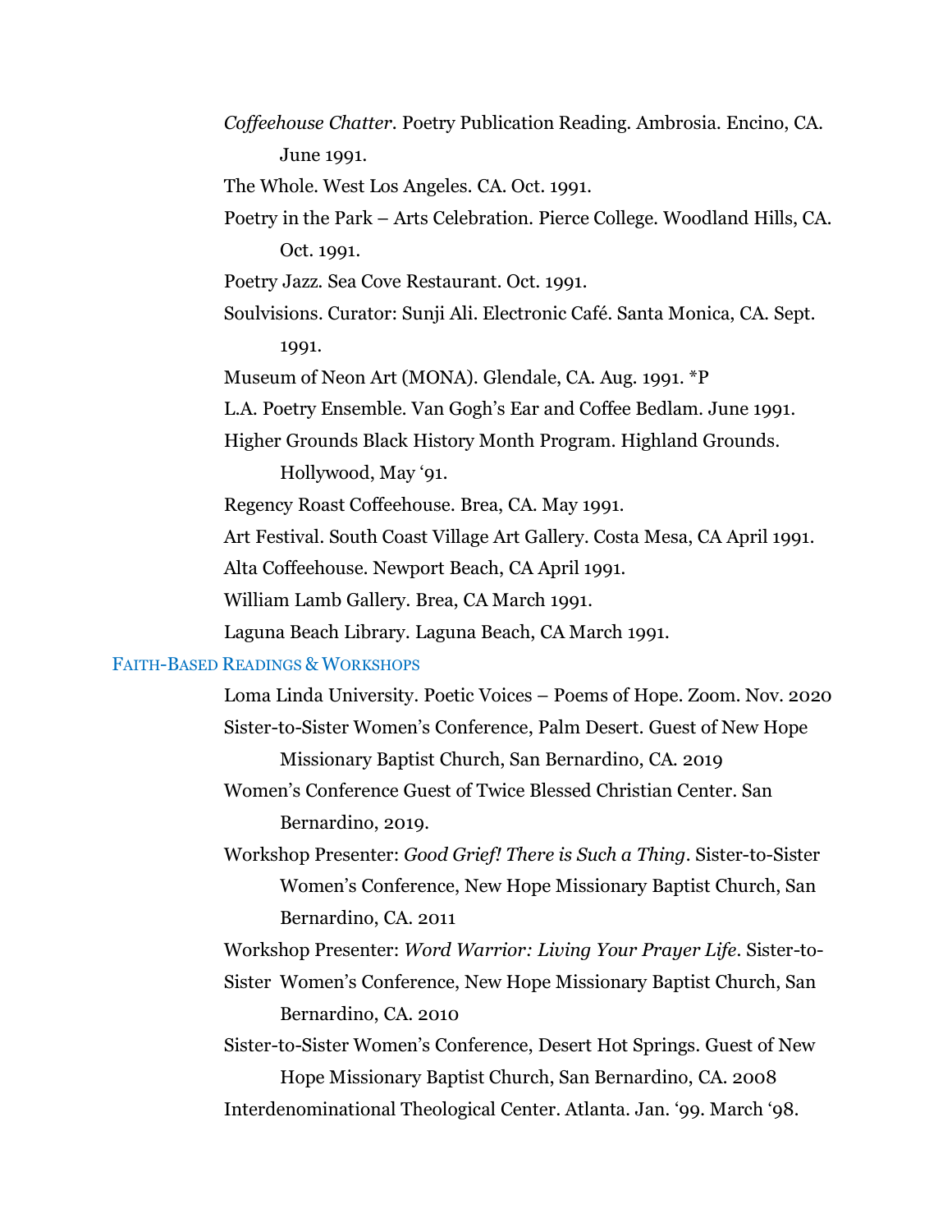*Coffeehouse Chatter.* Poetry Publication Reading. Ambrosia. Encino, CA. June 1991.

The Whole. West Los Angeles. CA. Oct. 1991.

Poetry in the Park – Arts Celebration. Pierce College. Woodland Hills, CA. Oct. 1991.

Poetry Jazz. Sea Cove Restaurant. Oct. 1991.

Soulvisions. Curator: Sunji Ali. Electronic Café. Santa Monica, CA. Sept. 1991.

Museum of Neon Art (MONA). Glendale, CA. Aug. 1991. *P

L.A. Poetry Ensemble. Van Gogh's Ear and Coffee Bedlam. June 1991.

Higher Grounds Black History Month Program. Highland Grounds. Hollywood, May '91.

Regency Roast Coffeehouse. Brea, CA. May 1991.

Art Festival. South Coast Village Art Gallery. Costa Mesa, CA April 1991.

Alta Coffeehouse. Newport Beach, CA April 1991.

William Lamb Gallery. Brea, CA March 1991.

Laguna Beach Library. Laguna Beach, CA March 1991.

## Faith-Based Readings & Workshops

Loma Linda University. Poetic Voices – Poems of Hope. Zoom. Nov. 2020

Sister-to-Sister Women's Conference, Palm Desert. Guest of New Hope Missionary Baptist Church, San Bernardino, CA. 2019

Women's Conference Guest of Twice Blessed Christian Center. San Bernardino, 2019.

Workshop Presenter: *Good Grief! There is Such a Thing*. Sister-to-Sister Women's Conference, New Hope Missionary Baptist Church, San Bernardino, CA. 2011

Workshop Presenter: *Word Warrior: Living Your Prayer Life*. Sister-to-Sister Women's Conference, New Hope Missionary Baptist Church, San Bernardino, CA. 2010

Sister-to-Sister Women's Conference, Desert Hot Springs. Guest of New Hope Missionary Baptist Church, San Bernardino, CA. 2008

Interdenominational Theological Center. Atlanta. Jan. '99. March '98.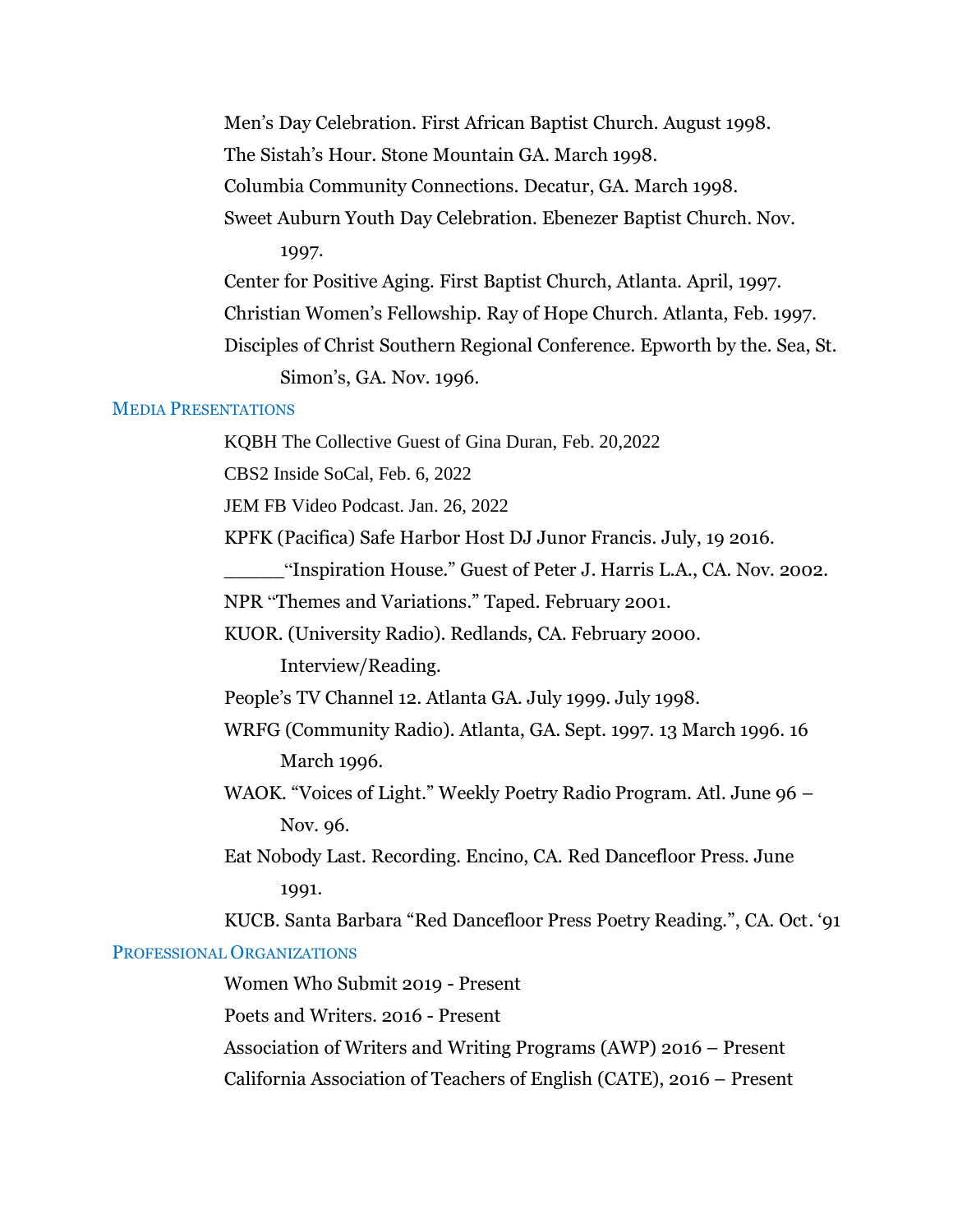Men's Day Celebration. First African Baptist Church. August 1998.

The Sistah's Hour. Stone Mountain GA. March 1998.

Columbia Community Connections. Decatur, GA. March 1998.

Sweet Auburn Youth Day Celebration. Ebenezer Baptist Church. Nov. 1997.

Center for Positive Aging. First Baptist Church, Atlanta. April, 1997.

Christian Women's Fellowship. Ray of Hope Church. Atlanta, Feb. 1997.

Disciples of Christ Southern Regional Conference. Epworth by the. Sea, St. Simon's, GA. Nov. 1996.

## Media Presentations

KQBH The Collective Guest of Gina Duran, Feb. 20,2022

CBS2 Inside SoCal, Feb. 6, 2022

JEM FB Video Podcast. Jan. 26, 2022

KPFK (Pacifica) Safe Harbor Host DJ Junor Francis. July, 19 2016.

______"Inspiration House." Guest of Peter J. Harris L.A., CA. Nov. 2002.

NPR "Themes and Variations." Taped. February 2001.

KUOR. (University Radio). Redlands, CA. February 2000. Interview/Reading.

People's TV Channel 12. Atlanta GA. July 1999. July 1998.

WRFG (Community Radio). Atlanta, GA. Sept. 1997. 13 March 1996. 16 March 1996.

WAOK. "Voices of Light." Weekly Poetry Radio Program. Atl. June 96 – Nov. 96.

Eat Nobody Last. Recording. Encino, CA. Red Dancefloor Press. June 1991.

KUCB. Santa Barbara "Red Dancefloor Press Poetry Reading.", CA. Oct. '91

## Professional Organizations

Women Who Submit 2019 - Present

Poets and Writers. 2016 - Present

Association of Writers and Writing Programs (AWP) 2016 – Present

California Association of Teachers of English (CATE), 2016 – Present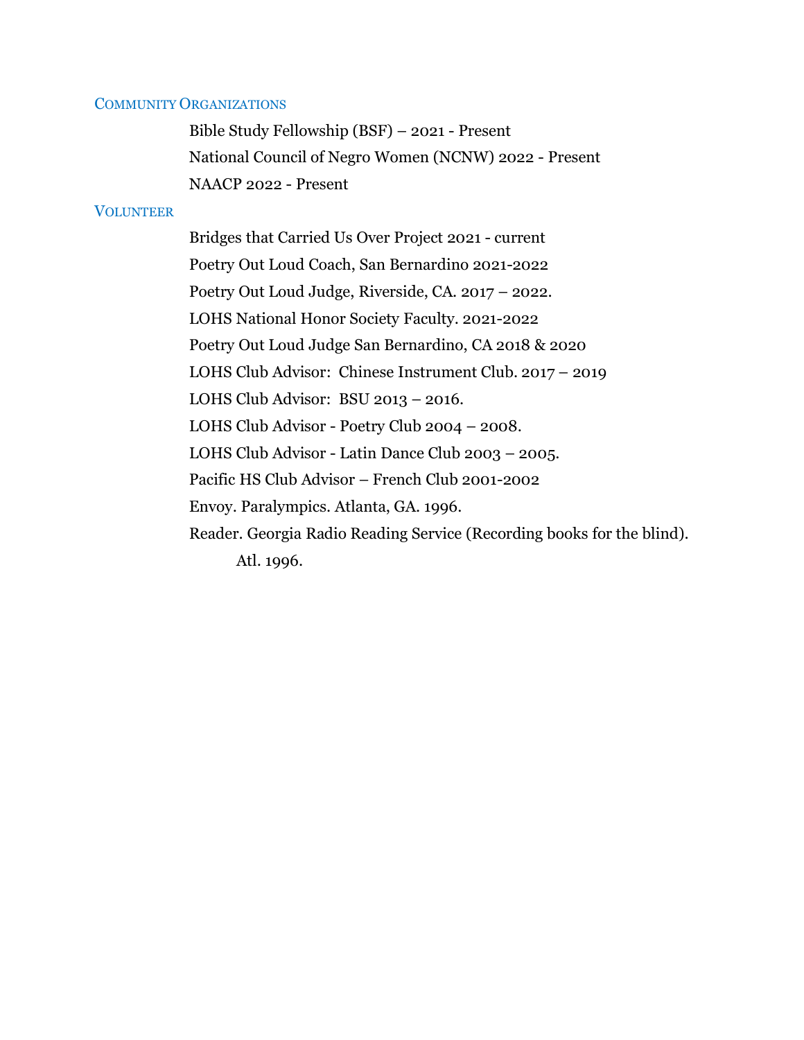## COMMUNITY ORGANIZATIONS

Bible Study Fellowship (BSF) – 2021 - Present

National Council of Negro Women (NCNW) 2022 - Present

NAACP 2022 - Present

## VOLUNTEER

Bridges that Carried Us Over Project 2021 - current

Poetry Out Loud Coach, San Bernardino 2021-2022

Poetry Out Loud Judge, Riverside, CA. 2017 – 2022.

LOHS National Honor Society Faculty. 2021-2022

Poetry Out Loud Judge San Bernardino, CA 2018 & 2020

LOHS Club Advisor: Chinese Instrument Club. 2017 – 2019

LOHS Club Advisor: BSU 2013 – 2016.

LOHS Club Advisor - Poetry Club 2004 – 2008.

LOHS Club Advisor - Latin Dance Club 2003 – 2005.

Pacific HS Club Advisor – French Club 2001-2002

Envoy. Paralympics. Atlanta, GA. 1996.

Reader. Georgia Radio Reading Service (Recording books for the blind). Atl. 1996.